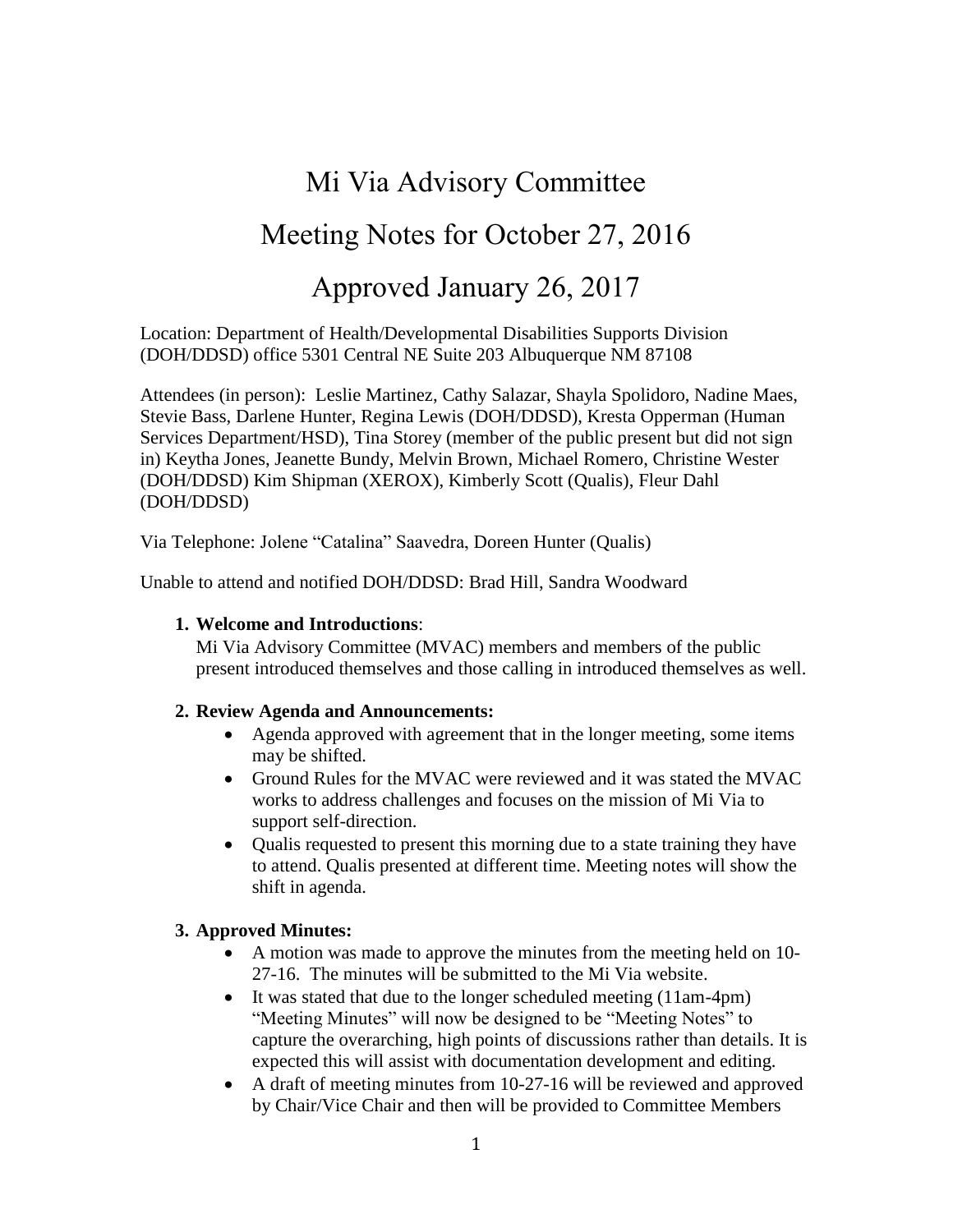# Mi Via Advisory Committee

# Meeting Notes for October 27, 2016

# Approved January 26, 2017

Location: Department of Health/Developmental Disabilities Supports Division (DOH/DDSD) office 5301 Central NE Suite 203 Albuquerque NM 87108

Attendees (in person): Leslie Martinez, Cathy Salazar, Shayla Spolidoro, Nadine Maes, Stevie Bass, Darlene Hunter, Regina Lewis (DOH/DDSD), Kresta Opperman (Human Services Department/HSD), Tina Storey (member of the public present but did not sign in) Keytha Jones, Jeanette Bundy, Melvin Brown, Michael Romero, Christine Wester (DOH/DDSD) Kim Shipman (XEROX), Kimberly Scott (Qualis), Fleur Dahl (DOH/DDSD)

Via Telephone: Jolene "Catalina" Saavedra, Doreen Hunter (Qualis)

Unable to attend and notified DOH/DDSD: Brad Hill, Sandra Woodward

1. **Welcome and Introductions**:
   Mi Via Advisory Committee (MVAC) members and members of the public present introduced themselves and those calling in introduced themselves as well.

2. **Review Agenda and Announcements:**
   - Agenda approved with agreement that in the longer meeting, some items may be shifted.
   - Ground Rules for the MVAC were reviewed and it was stated the MVAC works to address challenges and focuses on the mission of Mi Via to support self-direction.
   - Qualis requested to present this morning due to a state training they have to attend. Qualis presented at different time. Meeting notes will show the shift in agenda.

3. **Approved Minutes:**
   - A motion was made to approve the minutes from the meeting held on 10-27-16. The minutes will be submitted to the Mi Via website.
   - It was stated that due to the longer scheduled meeting (11am-4pm) "Meeting Minutes" will now be designed to be "Meeting Notes" to capture the overarching, high points of discussions rather than details. It is expected this will assist with documentation development and editing.
   - A draft of meeting minutes from 10-27-16 will be reviewed and approved by Chair/Vice Chair and then will be provided to Committee Members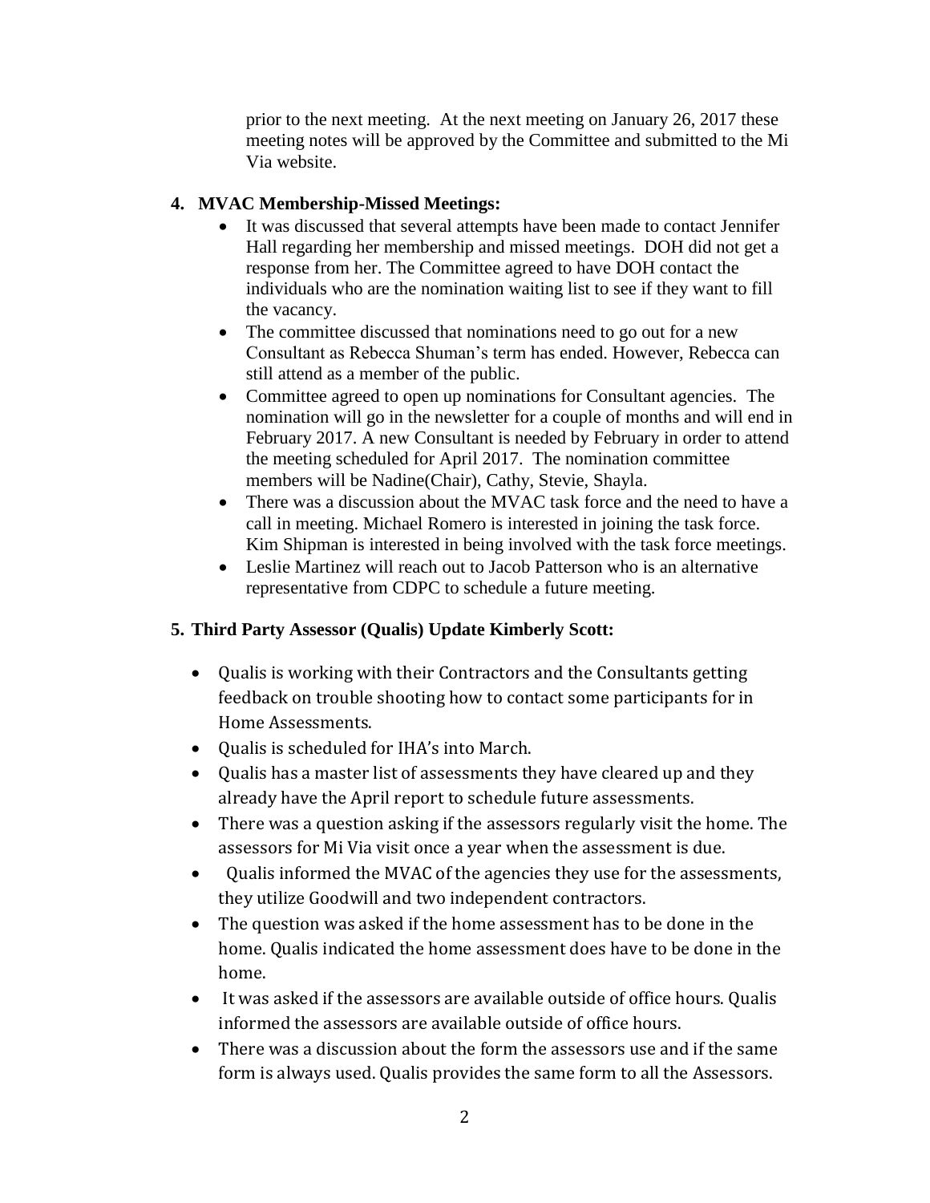prior to the next meeting. At the next meeting on January 26, 2017 these meeting notes will be approved by the Committee and submitted to the Mi Via website.

**4. MVAC Membership-Missed Meetings:**

- It was discussed that several attempts have been made to contact Jennifer Hall regarding her membership and missed meetings. DOH did not get a response from her. The Committee agreed to have DOH contact the individuals who are the nomination waiting list to see if they want to fill the vacancy.
- The committee discussed that nominations need to go out for a new Consultant as Rebecca Shuman's term has ended. However, Rebecca can still attend as a member of the public.
- Committee agreed to open up nominations for Consultant agencies. The nomination will go in the newsletter for a couple of months and will end in February 2017. A new Consultant is needed by February in order to attend the meeting scheduled for April 2017. The nomination committee members will be Nadine(Chair), Cathy, Stevie, Shayla.
- There was a discussion about the MVAC task force and the need to have a call in meeting. Michael Romero is interested in joining the task force. Kim Shipman is interested in being involved with the task force meetings.
- Leslie Martinez will reach out to Jacob Patterson who is an alternative representative from CDPC to schedule a future meeting.

**5. Third Party Assessor (Qualis) Update Kimberly Scott:**

- Qualis is working with their Contractors and the Consultants getting feedback on trouble shooting how to contact some participants for in Home Assessments.
- Qualis is scheduled for IHA's into March.
- Qualis has a master list of assessments they have cleared up and they already have the April report to schedule future assessments.
- There was a question asking if the assessors regularly visit the home. The assessors for Mi Via visit once a year when the assessment is due.
- Qualis informed the MVAC of the agencies they use for the assessments, they utilize Goodwill and two independent contractors.
- The question was asked if the home assessment has to be done in the home. Qualis indicated the home assessment does have to be done in the home.
- It was asked if the assessors are available outside of office hours. Qualis informed the assessors are available outside of office hours.
- There was a discussion about the form the assessors use and if the same form is always used. Qualis provides the same form to all the Assessors.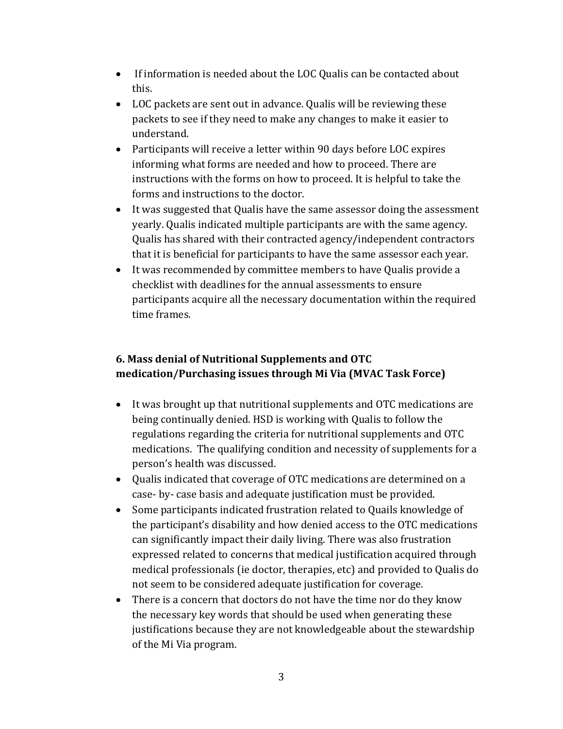- If information is needed about the LOC Qualis can be contacted about this.
- LOC packets are sent out in advance. Qualis will be reviewing these packets to see if they need to make any changes to make it easier to understand.
- Participants will receive a letter within 90 days before LOC expires informing what forms are needed and how to proceed. There are instructions with the forms on how to proceed. It is helpful to take the forms and instructions to the doctor.
- It was suggested that Qualis have the same assessor doing the assessment yearly. Qualis indicated multiple participants are with the same agency. Qualis has shared with their contracted agency/independent contractors that it is beneficial for participants to have the same assessor each year.
- It was recommended by committee members to have Qualis provide a checklist with deadlines for the annual assessments to ensure participants acquire all the necessary documentation within the required time frames.

### 6. Mass denial of Nutritional Supplements and OTC medication/Purchasing issues through Mi Via (MVAC Task Force)

- It was brought up that nutritional supplements and OTC medications are being continually denied. HSD is working with Qualis to follow the regulations regarding the criteria for nutritional supplements and OTC medications. The qualifying condition and necessity of supplements for a person's health was discussed.
- Qualis indicated that coverage of OTC medications are determined on a case- by- case basis and adequate justification must be provided.
- Some participants indicated frustration related to Quails knowledge of the participant's disability and how denied access to the OTC medications can significantly impact their daily living. There was also frustration expressed related to concerns that medical justification acquired through medical professionals (ie doctor, therapies, etc) and provided to Qualis do not seem to be considered adequate justification for coverage.
- There is a concern that doctors do not have the time nor do they know the necessary key words that should be used when generating these justifications because they are not knowledgeable about the stewardship of the Mi Via program.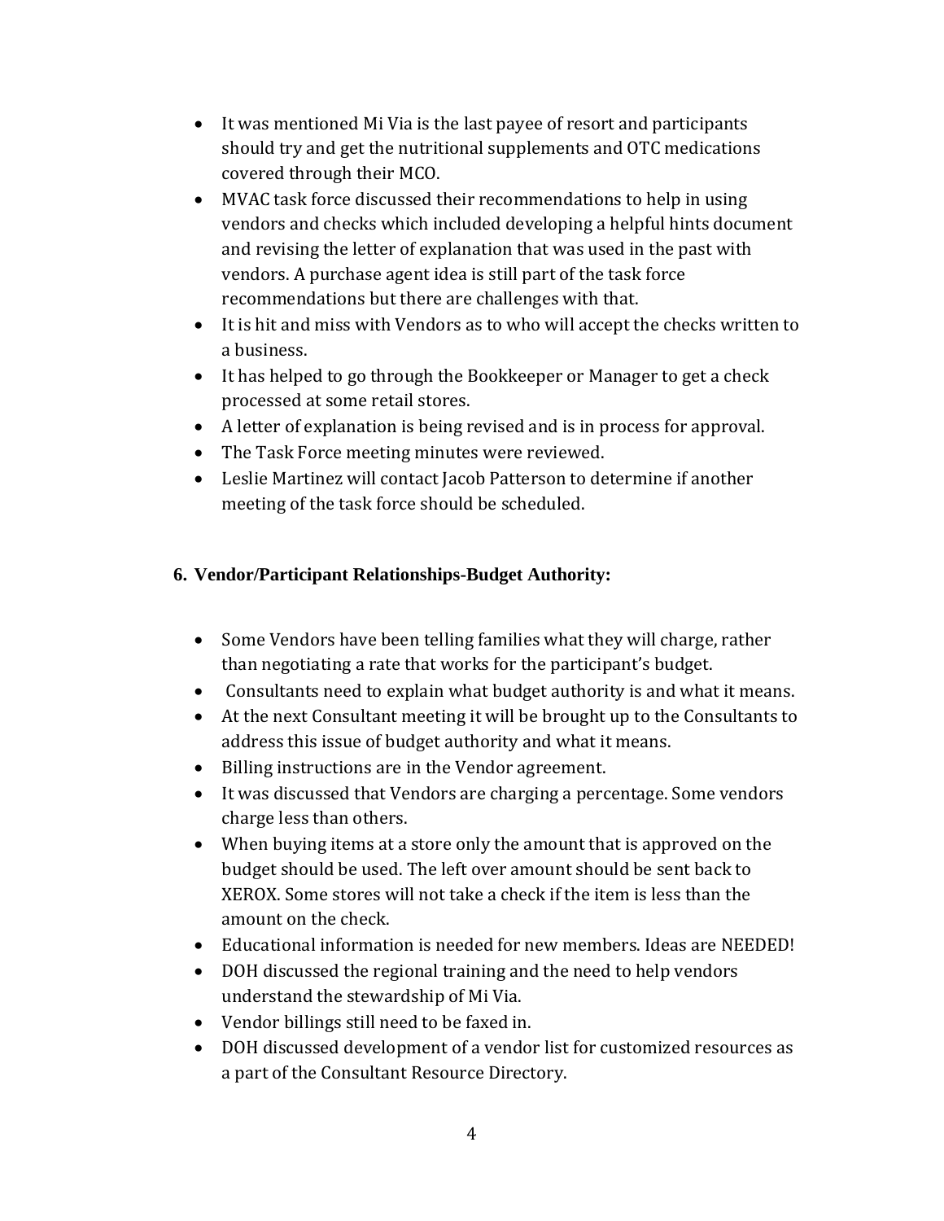- It was mentioned Mi Via is the last payee of resort and participants should try and get the nutritional supplements and OTC medications covered through their MCO.
- MVAC task force discussed their recommendations to help in using vendors and checks which included developing a helpful hints document and revising the letter of explanation that was used in the past with vendors. A purchase agent idea is still part of the task force recommendations but there are challenges with that.
- It is hit and miss with Vendors as to who will accept the checks written to a business.
- It has helped to go through the Bookkeeper or Manager to get a check processed at some retail stores.
- A letter of explanation is being revised and is in process for approval.
- The Task Force meeting minutes were reviewed.
- Leslie Martinez will contact Jacob Patterson to determine if another meeting of the task force should be scheduled.

**6. Vendor/Participant Relationships-Budget Authority:**

- Some Vendors have been telling families what they will charge, rather than negotiating a rate that works for the participant's budget.
- Consultants need to explain what budget authority is and what it means.
- At the next Consultant meeting it will be brought up to the Consultants to address this issue of budget authority and what it means.
- Billing instructions are in the Vendor agreement.
- It was discussed that Vendors are charging a percentage. Some vendors charge less than others.
- When buying items at a store only the amount that is approved on the budget should be used. The left over amount should be sent back to XEROX. Some stores will not take a check if the item is less than the amount on the check.
- Educational information is needed for new members. Ideas are NEEDED!
- DOH discussed the regional training and the need to help vendors understand the stewardship of Mi Via.
- Vendor billings still need to be faxed in.
- DOH discussed development of a vendor list for customized resources as a part of the Consultant Resource Directory.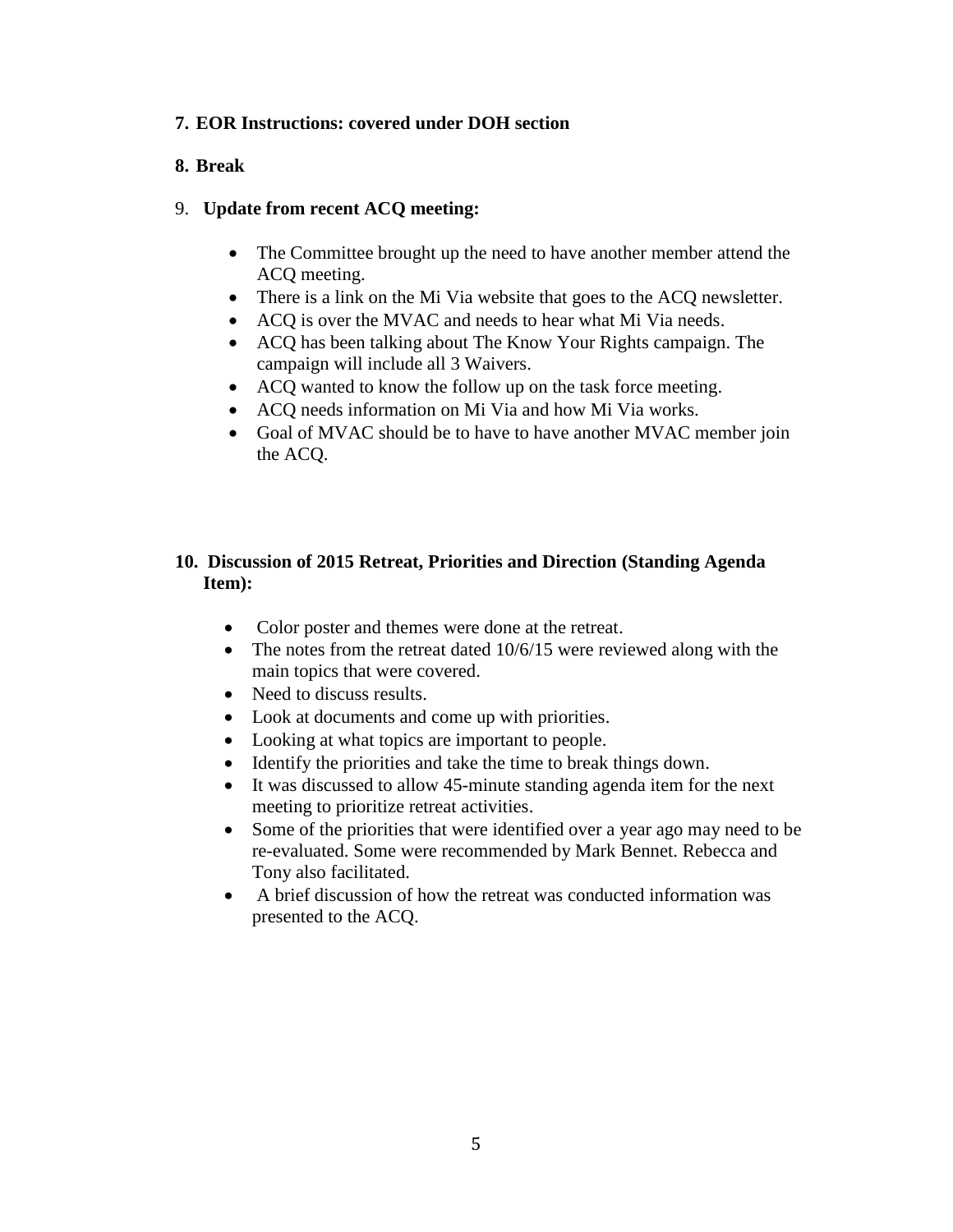**7. EOR Instructions: covered under DOH section**

**8. Break**

9. **Update from recent ACQ meeting:**

- The Committee brought up the need to have another member attend the ACQ meeting.
- There is a link on the Mi Via website that goes to the ACQ newsletter.
- ACQ is over the MVAC and needs to hear what Mi Via needs.
- ACQ has been talking about The Know Your Rights campaign. The campaign will include all 3 Waivers.
- ACQ wanted to know the follow up on the task force meeting.
- ACQ needs information on Mi Via and how Mi Via works.
- Goal of MVAC should be to have to have another MVAC member join the ACQ.

**10. Discussion of 2015 Retreat, Priorities and Direction (Standing Agenda Item):**

- Color poster and themes were done at the retreat.
- The notes from the retreat dated 10/6/15 were reviewed along with the main topics that were covered.
- Need to discuss results.
- Look at documents and come up with priorities.
- Looking at what topics are important to people.
- Identify the priorities and take the time to break things down.
- It was discussed to allow 45-minute standing agenda item for the next meeting to prioritize retreat activities.
- Some of the priorities that were identified over a year ago may need to be re-evaluated. Some were recommended by Mark Bennet. Rebecca and Tony also facilitated.
- A brief discussion of how the retreat was conducted information was presented to the ACQ.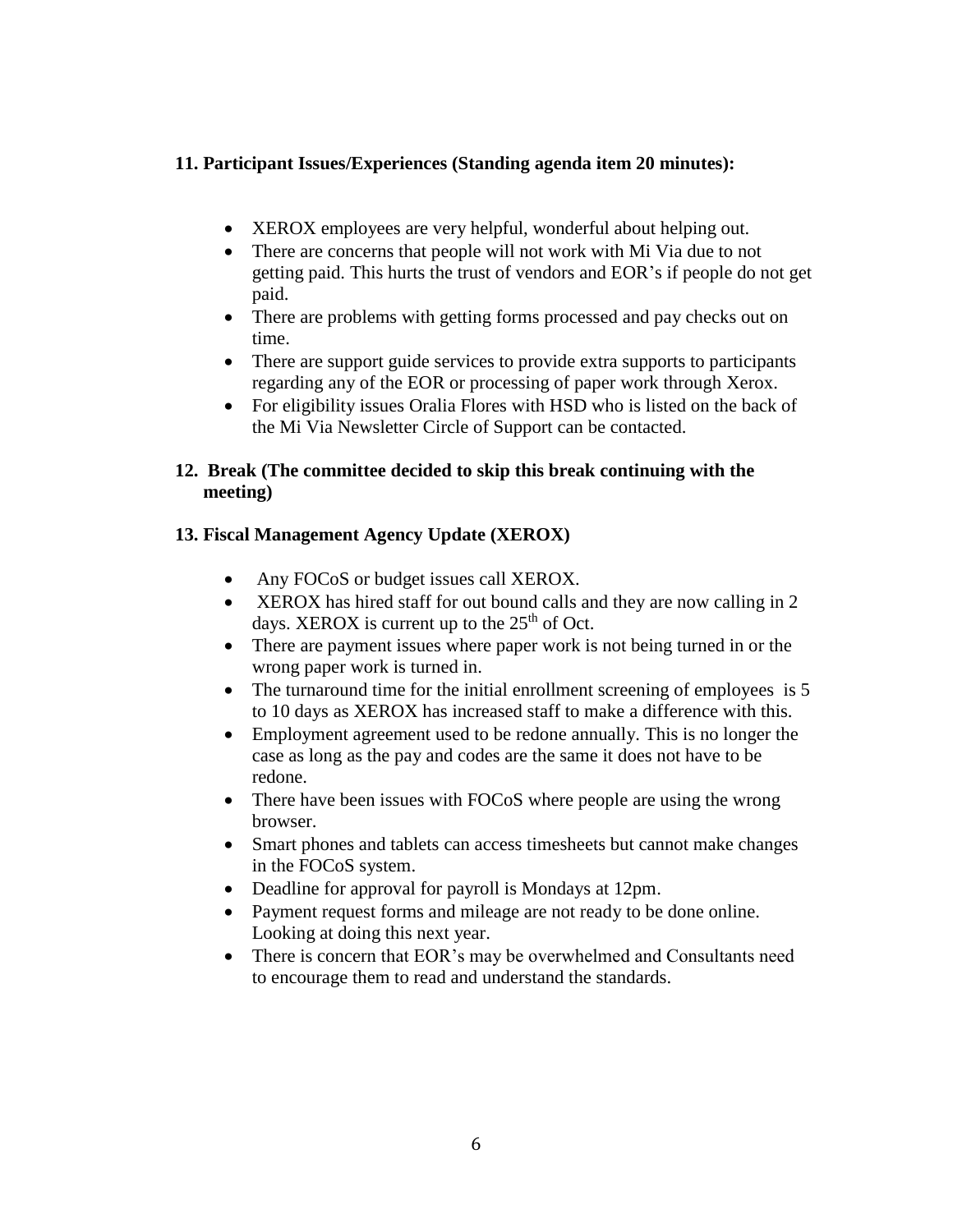**11. Participant Issues/Experiences (Standing agenda item 20 minutes):**

- XEROX employees are very helpful, wonderful about helping out.
- There are concerns that people will not work with Mi Via due to not getting paid. This hurts the trust of vendors and EOR's if people do not get paid.
- There are problems with getting forms processed and pay checks out on time.
- There are support guide services to provide extra supports to participants regarding any of the EOR or processing of paper work through Xerox.
- For eligibility issues Oralia Flores with HSD who is listed on the back of the Mi Via Newsletter Circle of Support can be contacted.

**12. Break (The committee decided to skip this break continuing with the meeting)**

**13. Fiscal Management Agency Update (XEROX)**

- Any FOCoS or budget issues call XEROX.
- XEROX has hired staff for out bound calls and they are now calling in 2 days. XEROX is current up to the 25th of Oct.
- There are payment issues where paper work is not being turned in or the wrong paper work is turned in.
- The turnaround time for the initial enrollment screening of employees is 5 to 10 days as XEROX has increased staff to make a difference with this.
- Employment agreement used to be redone annually. This is no longer the case as long as the pay and codes are the same it does not have to be redone.
- There have been issues with FOCoS where people are using the wrong browser.
- Smart phones and tablets can access timesheets but cannot make changes in the FOCoS system.
- Deadline for approval for payroll is Mondays at 12pm.
- Payment request forms and mileage are not ready to be done online. Looking at doing this next year.
- There is concern that EOR's may be overwhelmed and Consultants need to encourage them to read and understand the standards.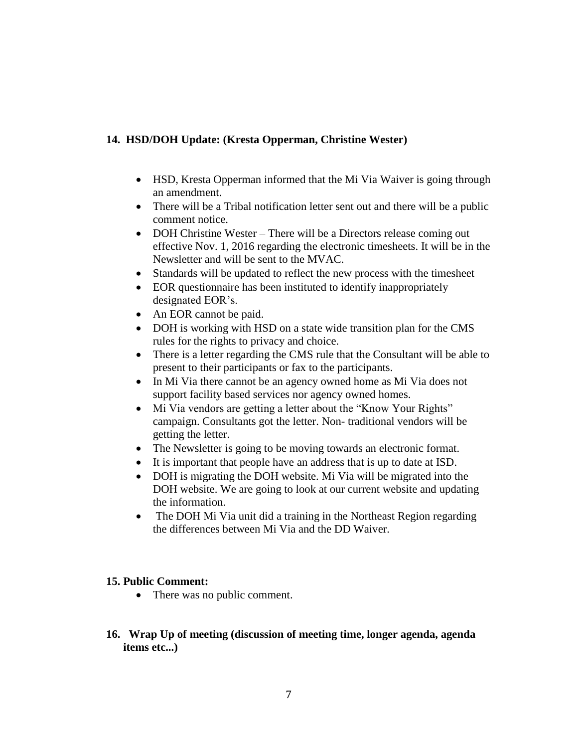## 14. HSD/DOH Update: (Kresta Opperman, Christine Wester)

- HSD, Kresta Opperman informed that the Mi Via Waiver is going through an amendment.
- There will be a Tribal notification letter sent out and there will be a public comment notice.
- DOH Christine Wester – There will be a Directors release coming out effective Nov. 1, 2016 regarding the electronic timesheets. It will be in the Newsletter and will be sent to the MVAC.
- Standards will be updated to reflect the new process with the timesheet
- EOR questionnaire has been instituted to identify inappropriately designated EOR's.
- An EOR cannot be paid.
- DOH is working with HSD on a state wide transition plan for the CMS rules for the rights to privacy and choice.
- There is a letter regarding the CMS rule that the Consultant will be able to present to their participants or fax to the participants.
- In Mi Via there cannot be an agency owned home as Mi Via does not support facility based services nor agency owned homes.
- Mi Via vendors are getting a letter about the "Know Your Rights" campaign. Consultants got the letter. Non- traditional vendors will be getting the letter.
- The Newsletter is going to be moving towards an electronic format.
- It is important that people have an address that is up to date at ISD.
- DOH is migrating the DOH website. Mi Via will be migrated into the DOH website. We are going to look at our current website and updating the information.
- The DOH Mi Via unit did a training in the Northeast Region regarding the differences between Mi Via and the DD Waiver.

## 15. Public Comment:

- There was no public comment.

## 16. Wrap Up of meeting (discussion of meeting time, longer agenda, agenda items etc...)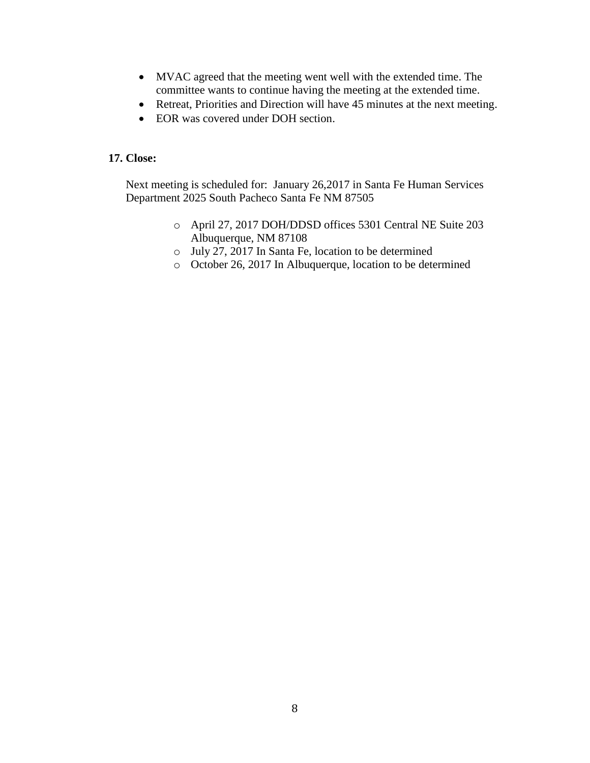- MVAC agreed that the meeting went well with the extended time. The committee wants to continue having the meeting at the extended time.
- Retreat, Priorities and Direction will have 45 minutes at the next meeting.
- EOR was covered under DOH section.

**17. Close:**

Next meeting is scheduled for: January 26,2017 in Santa Fe Human Services Department 2025 South Pacheco Santa Fe NM 87505

- April 27, 2017 DOH/DDSD offices 5301 Central NE Suite 203 Albuquerque, NM 87108
- July 27, 2017 In Santa Fe, location to be determined
- October 26, 2017 In Albuquerque, location to be determined